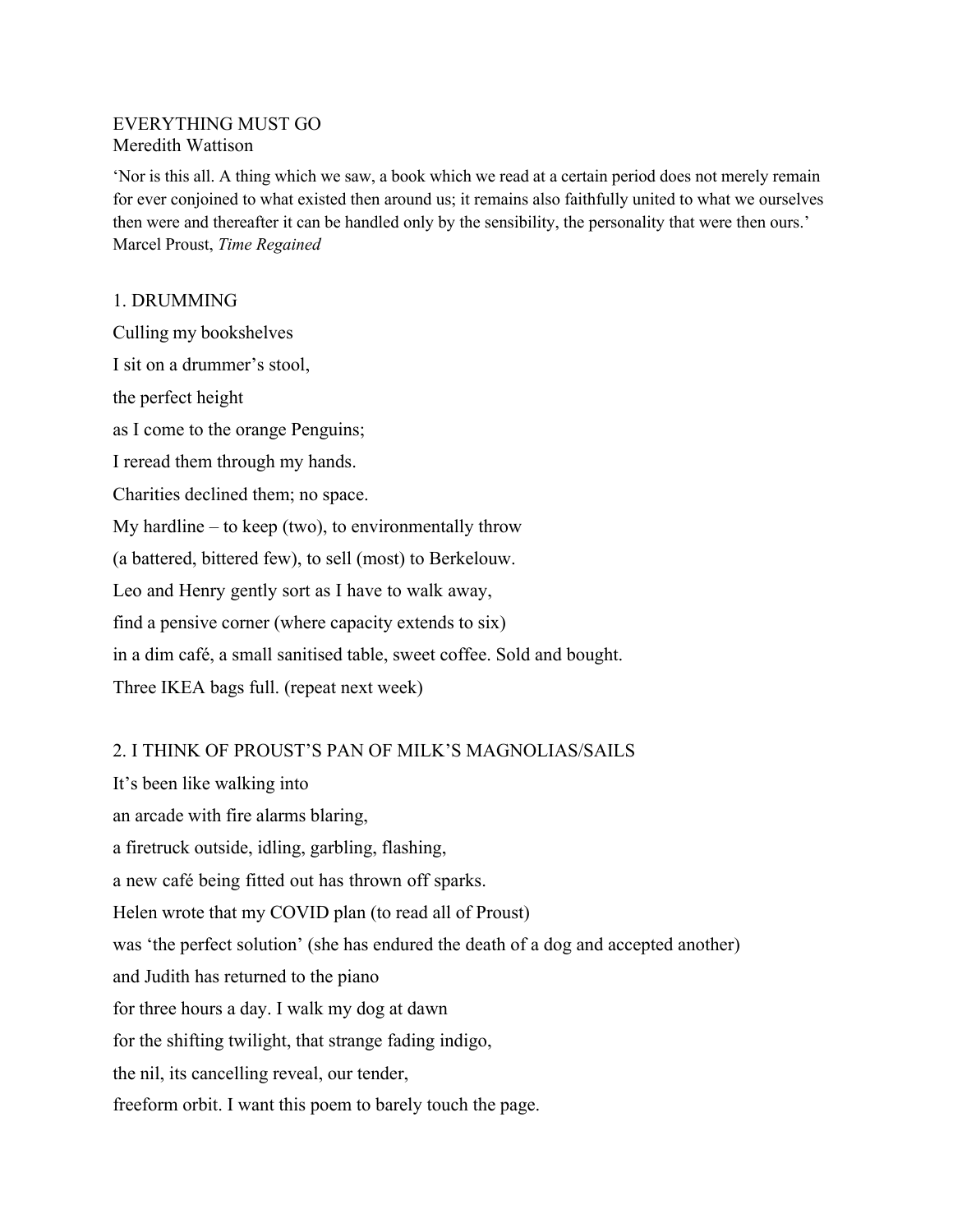# EVERYTHING MUST GO

Meredith Wattison

'Nor is this all. A thing which we saw, a book which we read at a certain period does not merely remain for ever conjoined to what existed then around us; it remains also faithfully united to what we ourselves then were and thereafter it can be handled only by the sensibility, the personality that were then ours.'
Marcel Proust, *Time Regained*

## 1. DRUMMING

Culling my bookshelves

I sit on a drummer's stool,

the perfect height

as I come to the orange Penguins;

I reread them through my hands.

Charities declined them; no space.

My hardline – to keep (two), to environmentally throw

(a battered, bittered few), to sell (most) to Berkelouw.

Leo and Henry gently sort as I have to walk away,

find a pensive corner (where capacity extends to six)

in a dim café, a small sanitised table, sweet coffee. Sold and bought.

Three IKEA bags full. (repeat next week)

## 2. I THINK OF PROUST'S PAN OF MILK'S MAGNOLIAS/SAILS

It's been like walking into

an arcade with fire alarms blaring,

a firetruck outside, idling, garbling, flashing,

a new café being fitted out has thrown off sparks.

Helen wrote that my COVID plan (to read all of Proust)

was 'the perfect solution' (she has endured the death of a dog and accepted another)

and Judith has returned to the piano

for three hours a day. I walk my dog at dawn

for the shifting twilight, that strange fading indigo,

the nil, its cancelling reveal, our tender,

freeform orbit. I want this poem to barely touch the page.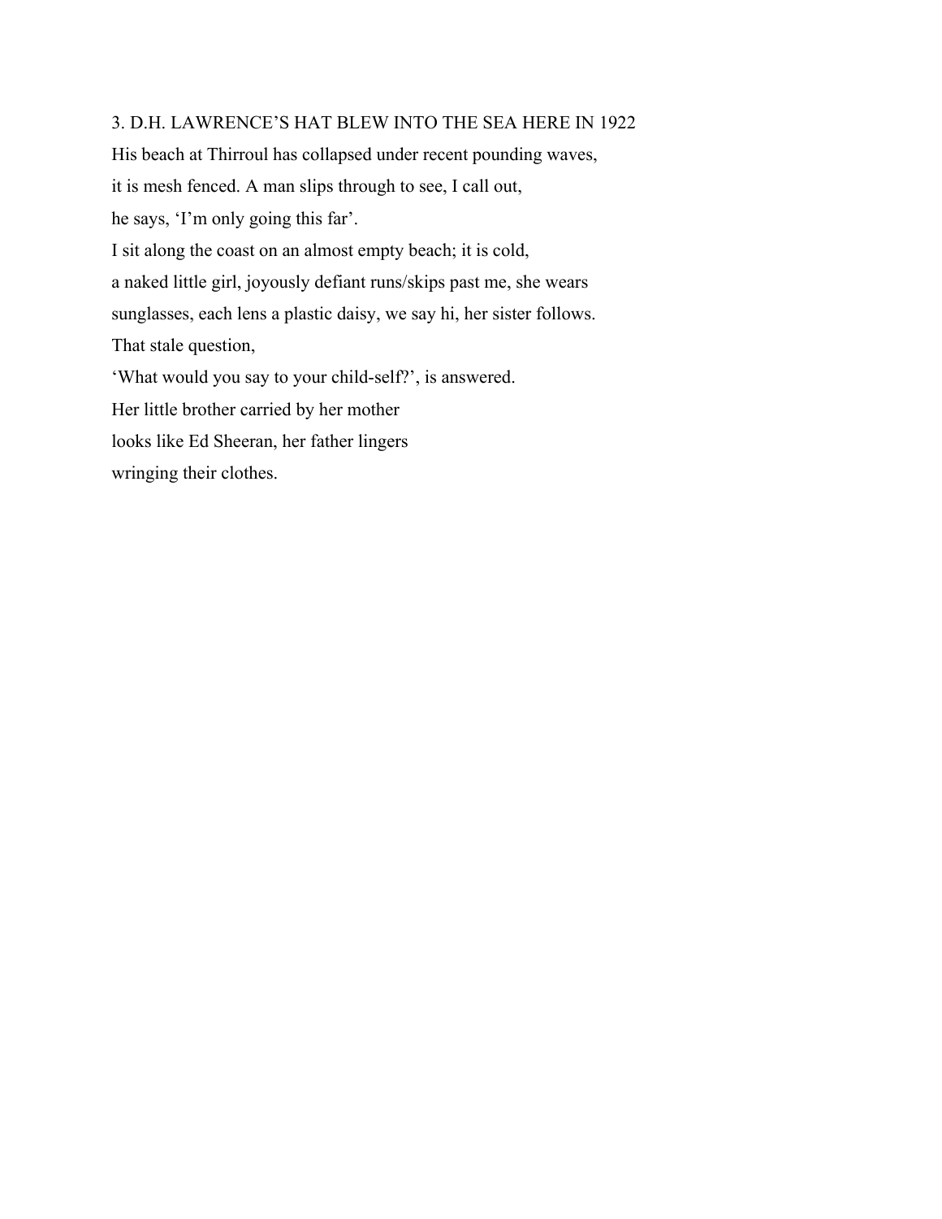3. D.H. LAWRENCE'S HAT BLEW INTO THE SEA HERE IN 1922

His beach at Thirroul has collapsed under recent pounding waves,  
it is mesh fenced. A man slips through to see, I call out,  
he says, 'I'm only going this far'.  
I sit along the coast on an almost empty beach; it is cold,  
a naked little girl, joyously defiant runs/skips past me, she wears  
sunglasses, each lens a plastic daisy, we say hi, her sister follows.  
That stale question,  
'What would you say to your child-self?', is answered.  
Her little brother carried by her mother  
looks like Ed Sheeran, her father lingers  
wringing their clothes.